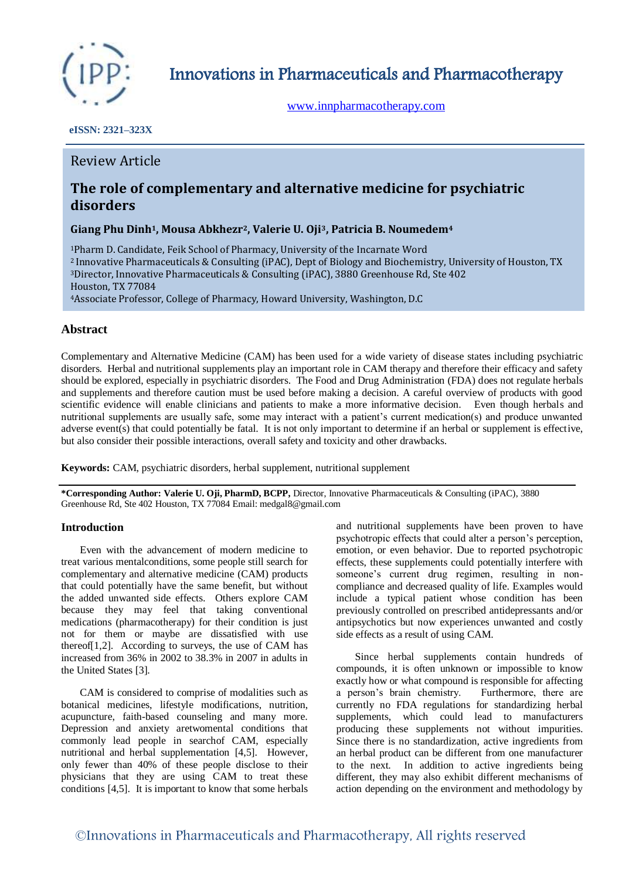Innovations in Pharmaceuticals and Pharmacotherapy

www.innpharmacotherapy.com

**eISSN: 2321–323X**

Review Article

# The role of complementary and alternative medicine for psychiatric disorders

**Giang Phu Dinh[1], Mousa Abkhezr[2], Valerie U. Oji[3], Patricia B. Noumedem[4]**

[1]Pharm D. Candidate, Feik School of Pharmacy, University of the Incarnate Word
[2] Innovative Pharmaceuticals & Consulting (iPAC), Dept of Biology and Biochemistry, University of Houston, TX
[3]Director, Innovative Pharmaceuticals & Consulting (iPAC), 3880 Greenhouse Rd, Ste 402 Houston, TX 77084
[4]Associate Professor, College of Pharmacy, Howard University, Washington, D.C

## Abstract

Complementary and Alternative Medicine (CAM) has been used for a wide variety of disease states including psychiatric disorders. Herbal and nutritional supplements play an important role in CAM therapy and therefore their efficacy and safety should be explored, especially in psychiatric disorders. The Food and Drug Administration (FDA) does not regulate herbals and supplements and therefore caution must be used before making a decision. A careful overview of products with good scientific evidence will enable clinicians and patients to make a more informative decision. Even though herbals and nutritional supplements are usually safe, some may interact with a patient's current medication(s) and produce unwanted adverse event(s) that could potentially be fatal. It is not only important to determine if an herbal or supplement is effective, but also consider their possible interactions, overall safety and toxicity and other drawbacks.

**Keywords:** CAM, psychiatric disorders, herbal supplement, nutritional supplement

**\*Corresponding Author: Valerie U. Oji, PharmD, BCPP,** Director, Innovative Pharmaceuticals & Consulting (iPAC), 3880 Greenhouse Rd, Ste 402 Houston, TX 77084 Email: medgal8@gmail.com

## Introduction

Even with the advancement of modern medicine to treat various mentalconditions, some people still search for complementary and alternative medicine (CAM) products that could potentially have the same benefit, but without the added unwanted side effects. Others explore CAM because they may feel that taking conventional medications (pharmacotherapy) for their condition is just not for them or maybe are dissatisfied with use thereof[1,2]. According to surveys, the use of CAM has increased from 36% in 2002 to 38.3% in 2007 in adults in the United States [3].

CAM is considered to comprise of modalities such as botanical medicines, lifestyle modifications, nutrition, acupuncture, faith-based counseling and many more. Depression and anxiety aretwomental conditions that commonly lead people in searchof CAM, especially nutritional and herbal supplementation [4,5]. However, only fewer than 40% of these people disclose to their physicians that they are using CAM to treat these conditions [4,5]. It is important to know that some herbals and nutritional supplements have been proven to have psychotropic effects that could alter a person's perception, emotion, or even behavior. Due to reported psychotropic effects, these supplements could potentially interfere with someone's current drug regimen, resulting in non-compliance and decreased quality of life. Examples would include a typical patient whose condition has been previously controlled on prescribed antidepressants and/or antipsychotics but now experiences unwanted and costly side effects as a result of using CAM.

Since herbal supplements contain hundreds of compounds, it is often unknown or impossible to know exactly how or what compound is responsible for affecting a person's brain chemistry. Furthermore, there are currently no FDA regulations for standardizing herbal supplements, which could lead to manufacturers producing these supplements not without impurities. Since there is no standardization, active ingredients from an herbal product can be different from one manufacturer to the next. In addition to active ingredients being different, they may also exhibit different mechanisms of action depending on the environment and methodology by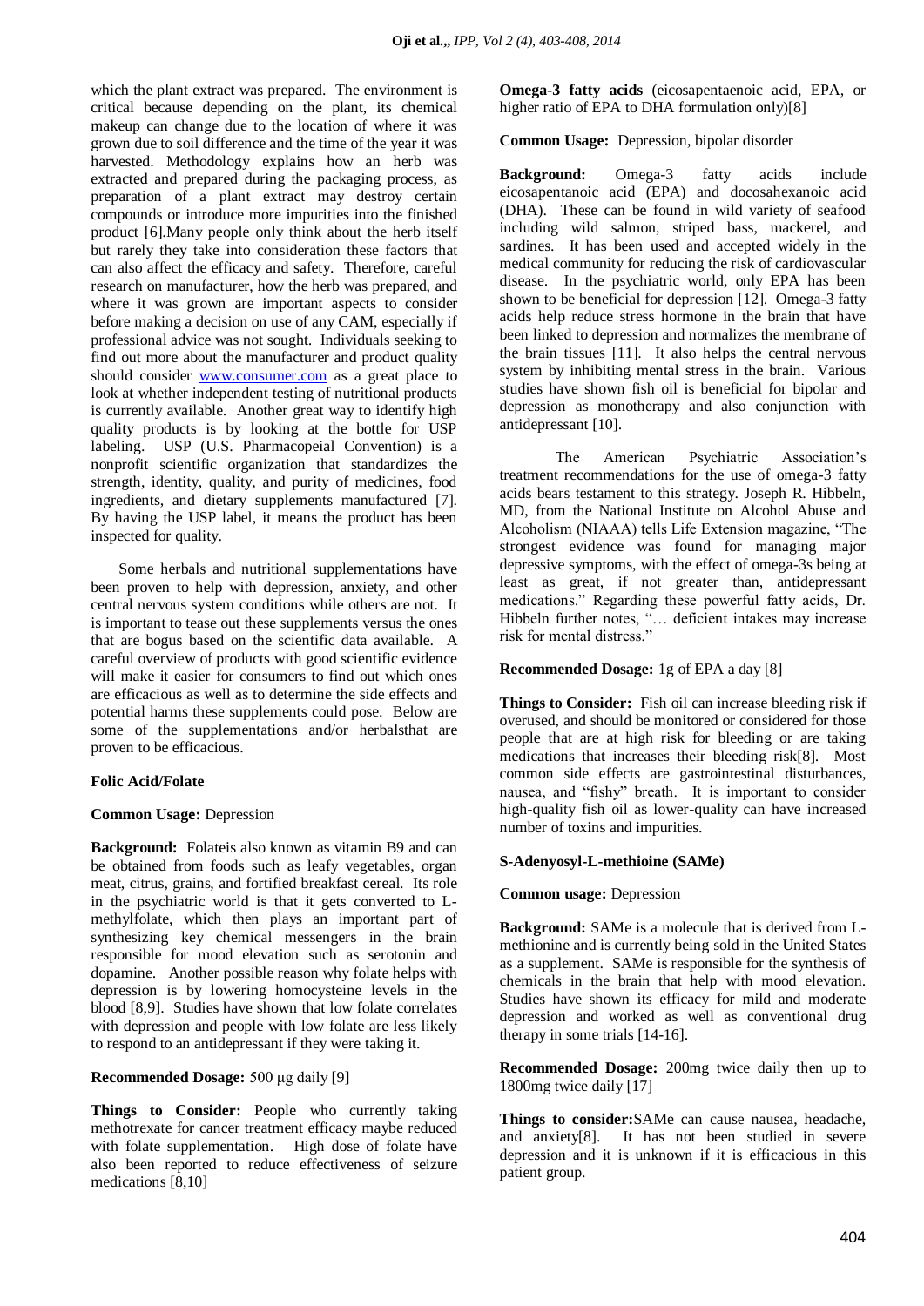which the plant extract was prepared. The environment is critical because depending on the plant, its chemical makeup can change due to the location of where it was grown due to soil difference and the time of the year it was harvested. Methodology explains how an herb was extracted and prepared during the packaging process, as preparation of a plant extract may destroy certain compounds or introduce more impurities into the finished product [6].Many people only think about the herb itself but rarely they take into consideration these factors that can also affect the efficacy and safety. Therefore, careful research on manufacturer, how the herb was prepared, and where it was grown are important aspects to consider before making a decision on use of any CAM, especially if professional advice was not sought. Individuals seeking to find out more about the manufacturer and product quality should consider www.consumer.com as a great place to look at whether independent testing of nutritional products is currently available. Another great way to identify high quality products is by looking at the bottle for USP labeling. USP (U.S. Pharmacopeial Convention) is a nonprofit scientific organization that standardizes the strength, identity, quality, and purity of medicines, food ingredients, and dietary supplements manufactured [7]. By having the USP label, it means the product has been inspected for quality.

Some herbals and nutritional supplementations have been proven to help with depression, anxiety, and other central nervous system conditions while others are not. It is important to tease out these supplements versus the ones that are bogus based on the scientific data available. A careful overview of products with good scientific evidence will make it easier for consumers to find out which ones are efficacious as well as to determine the side effects and potential harms these supplements could pose. Below are some of the supplementations and/or herbalsthat are proven to be efficacious.

**Folic Acid/Folate**

**Common Usage:** Depression

**Background:** Folateis also known as vitamin B9 and can be obtained from foods such as leafy vegetables, organ meat, citrus, grains, and fortified breakfast cereal. Its role in the psychiatric world is that it gets converted to L-methylfolate, which then plays an important part of synthesizing key chemical messengers in the brain responsible for mood elevation such as serotonin and dopamine. Another possible reason why folate helps with depression is by lowering homocysteine levels in the blood [8,9]. Studies have shown that low folate correlates with depression and people with low folate are less likely to respond to an antidepressant if they were taking it.

**Recommended Dosage:** 500 μg daily [9]

**Things to Consider:** People who currently taking methotrexate for cancer treatment efficacy maybe reduced with folate supplementation. High dose of folate have also been reported to reduce effectiveness of seizure medications [8,10]

**Omega-3 fatty acids** (eicosapentaenoic acid, EPA, or higher ratio of EPA to DHA formulation only)[8]

**Common Usage:** Depression, bipolar disorder

**Background:** Omega-3 fatty acids include eicosapentanoic acid (EPA) and docosahexanoic acid (DHA). These can be found in wild variety of seafood including wild salmon, striped bass, mackerel, and sardines. It has been used and accepted widely in the medical community for reducing the risk of cardiovascular disease. In the psychiatric world, only EPA has been shown to be beneficial for depression [12]. Omega-3 fatty acids help reduce stress hormone in the brain that have been linked to depression and normalizes the membrane of the brain tissues [11]. It also helps the central nervous system by inhibiting mental stress in the brain. Various studies have shown fish oil is beneficial for bipolar and depression as monotherapy and also conjunction with antidepressant [10].

The American Psychiatric Association's treatment recommendations for the use of omega-3 fatty acids bears testament to this strategy. Joseph R. Hibbeln, MD, from the National Institute on Alcohol Abuse and Alcoholism (NIAAA) tells Life Extension magazine, "The strongest evidence was found for managing major depressive symptoms, with the effect of omega-3s being at least as great, if not greater than, antidepressant medications." Regarding these powerful fatty acids, Dr. Hibbeln further notes, "… deficient intakes may increase risk for mental distress."

**Recommended Dosage:** 1g of EPA a day [8]

**Things to Consider:** Fish oil can increase bleeding risk if overused, and should be monitored or considered for those people that are at high risk for bleeding or are taking medications that increases their bleeding risk[8]. Most common side effects are gastrointestinal disturbances, nausea, and "fishy" breath. It is important to consider high-quality fish oil as lower-quality fish oil can have increased number of toxins and impurities.

**S-Adenyosyl-L-methioine (SAMe)**

**Common usage:** Depression

**Background:** SAMe is a molecule that is derived from L-methionine and is currently being sold in the United States as a supplement. SAMe is responsible for the synthesis of chemicals in the brain that help with mood elevation. Studies have shown its efficacy for mild and moderate depression and worked as well as conventional drug therapy in some trials [14-16].

**Recommended Dosage:** 200mg twice daily then up to 1800mg twice daily [17]

**Things to consider:**SAMe can cause nausea, headache, and anxiety[8]. It has not been studied in severe depression and it is unknown if it is efficacious in this patient group.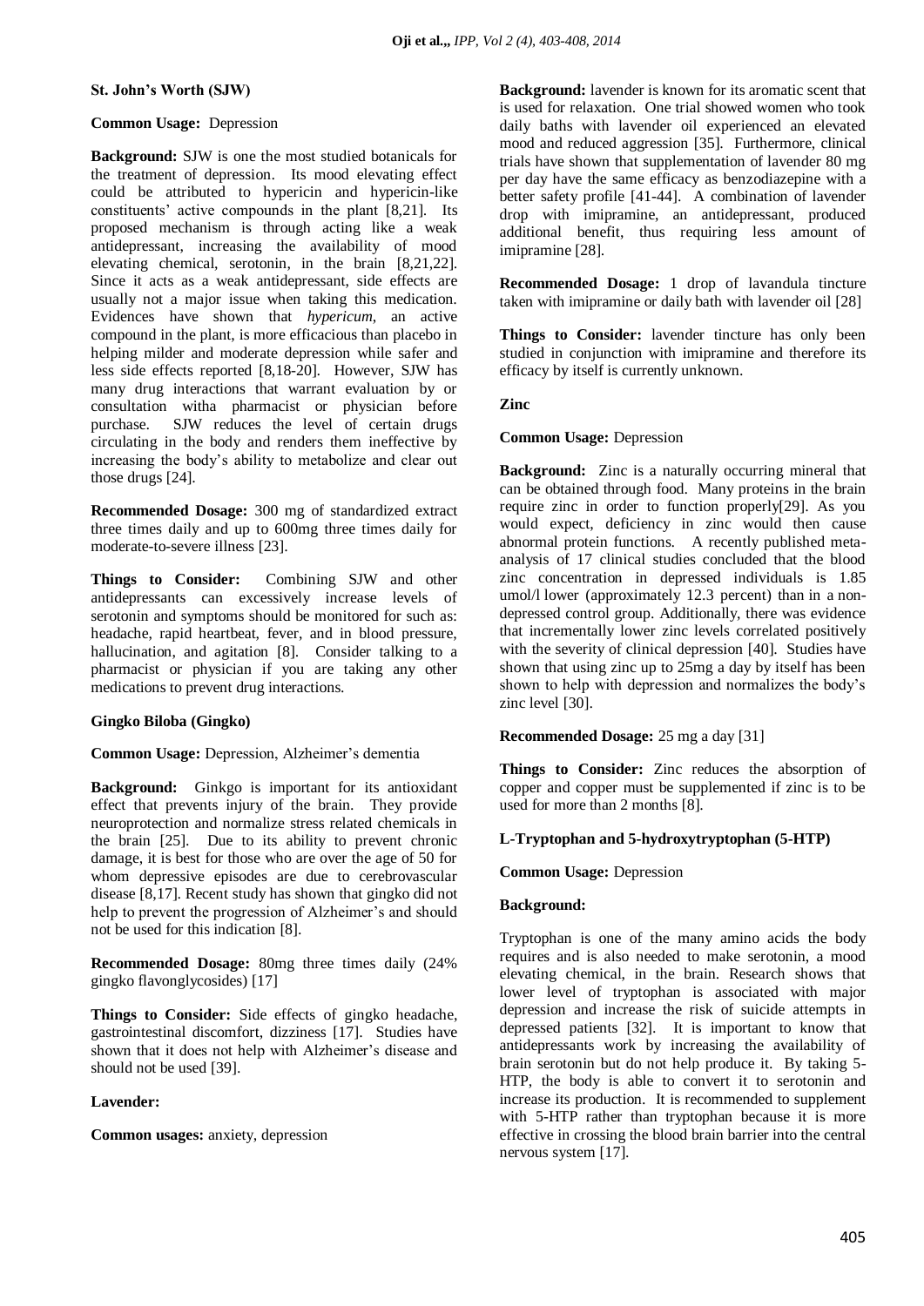**St. John's Worth (SJW)**

**Common Usage:** Depression

**Background:** SJW is one the most studied botanicals for the treatment of depression. Its mood elevating effect could be attributed to hypericin and hypericin-like constituents' active compounds in the plant [8,21]. Its proposed mechanism is through acting like a weak antidepressant, increasing the availability of mood elevating chemical, serotonin, in the brain [8,21,22]. Since it acts as a weak antidepressant, side effects are usually not a major issue when taking this medication. Evidences have shown that *hypericum*, an active compound in the plant, is more efficacious than placebo in helping milder and moderate depression while safer and less side effects reported [8,18-20]. However, SJW has many drug interactions that warrant evaluation by or consultation witha pharmacist or physician before purchase. SJW reduces the level of certain drugs circulating in the body and renders them ineffective by increasing the body's ability to metabolize and clear out those drugs [24].

**Recommended Dosage:** 300 mg of standardized extract three times daily and up to 600mg three times daily for moderate-to-severe illness [23].

**Things to Consider:** Combining SJW and other antidepressants can excessively increase levels of serotonin and symptoms should be monitored for such as: headache, rapid heartbeat, fever, and in blood pressure, hallucination, and agitation [8]. Consider talking to a pharmacist or physician if you are taking any other medications to prevent drug interactions.

**Gingko Biloba (Gingko)**

**Common Usage:** Depression, Alzheimer's dementia

**Background:** Ginkgo is important for its antioxidant effect that prevents injury of the brain. They provide neuroprotection and normalize stress related chemicals in the brain [25]. Due to its ability to prevent chronic damage, it is best for those who are over the age of 50 for whom depressive episodes are due to cerebrovascular disease [8,17]. Recent study has shown that gingko did not help to prevent the progression of Alzheimer's and should not be used for this indication [8].

**Recommended Dosage:** 80mg three times daily (24% gingko flavonglycosides) [17]

**Things to Consider:** Side effects of gingko headache, gastrointestinal discomfort, dizziness [17]. Studies have shown that it does not help with Alzheimer's disease and should not be used [39].

**Lavender:**

**Common usages:** anxiety, depression

**Background:** lavender is known for its aromatic scent that is used for relaxation. One trial showed women who took daily baths with lavender oil experienced an elevated mood and reduced aggression [35]. Furthermore, clinical trials have shown that supplementation of lavender 80 mg per day have the same efficacy as benzodiazepine with a better safety profile [41-44]. A combination of lavender drop with imipramine, an antidepressant, produced additional benefit, thus requiring less amount of imipramine [28].

**Recommended Dosage:** 1 drop of lavandula tincture taken with imipramine or daily bath with lavender oil [28]

**Things to Consider:** lavender tincture has only been studied in conjunction with imipramine and therefore its efficacy by itself is currently unknown.

**Zinc**

**Common Usage:** Depression

**Background:** Zinc is a naturally occurring mineral that can be obtained through food. Many proteins in the brain require zinc in order to function properly[29]. As you would expect, deficiency in zinc would then cause abnormal protein functions. A recently published meta-analysis of 17 clinical studies concluded that the blood zinc concentration in depressed individuals is 1.85 umol/l lower (approximately 12.3 percent) than in a non-depressed control group. Additionally, there was evidence that incrementally lower zinc levels correlated positively with the severity of clinical depression [40]. Studies have shown that using zinc up to 25mg a day by itself has been shown to help with depression and normalizes the body's zinc level [30].

**Recommended Dosage:** 25 mg a day [31]

**Things to Consider:** Zinc reduces the absorption of copper and copper must be supplemented if zinc is to be used for more than 2 months [8].

**L-Tryptophan and 5-hydroxytryptophan (5-HTP)**

**Common Usage:** Depression

**Background:**

Tryptophan is one of the many amino acids the body requires and is also needed to make serotonin, a mood elevating chemical, in the brain. Research shows that lower level of tryptophan is associated with major depression and increase the risk of suicide attempts in depressed patients [32]. It is important to know that antidepressants work by increasing the availability of brain serotonin but do not help produce it. By taking 5-HTP, the body is able to convert it to serotonin and increase its production. It is recommended to supplement with 5-HTP rather than tryptophan because it is more effective in crossing the blood brain barrier into the central nervous system [17].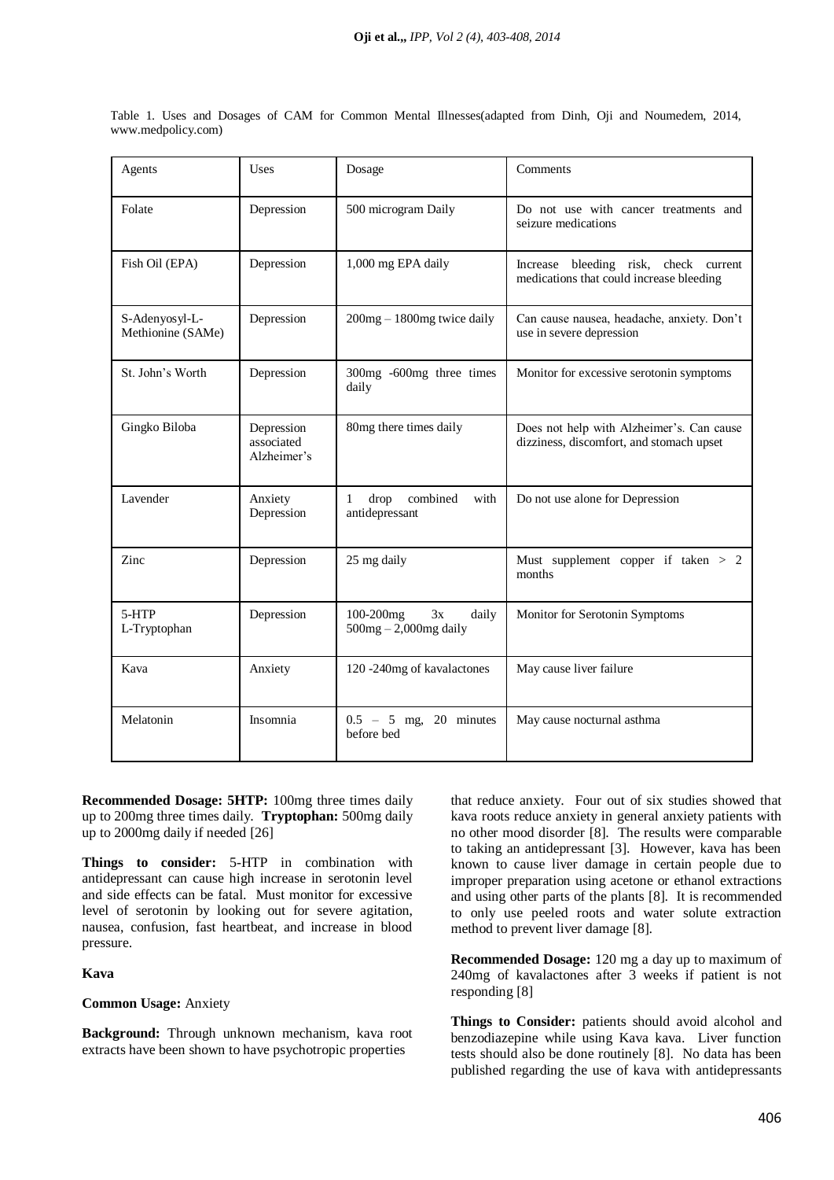Table 1. Uses and Dosages of CAM for Common Mental Illnesses(adapted from Dinh, Oji and Noumedem, 2014, www.medpolicy.com)

| Agents | Uses | Dosage | Comments |
| --- | --- | --- | --- |
| Folate | Depression | 500 microgram Daily | Do not use with cancer treatments and seizure medications |
| Fish Oil (EPA) | Depression | 1,000 mg EPA daily | Increase bleeding risk, check current medications that could increase bleeding |
| S-Adenyosyl-L-Methionine (SAMe) | Depression | 200mg – 1800mg twice daily | Can cause nausea, headache, anxiety. Don't use in severe depression |
| St. John's Worth | Depression | 300mg -600mg three times daily | Monitor for excessive serotonin symptoms |
| Gingko Biloba | Depression associated Alzheimer's | 80mg there times daily | Does not help with Alzheimer's. Can cause dizziness, discomfort, and stomach upset |
| Lavender | Anxiety Depression | 1 drop combined with antidepressant | Do not use alone for Depression |
| Zinc | Depression | 25 mg daily | Must supplement copper if taken > 2 months |
| 5-HTP L-Tryptophan | Depression | 100-200mg 3x daily 500mg – 2,000mg daily | Monitor for Serotonin Symptoms |
| Kava | Anxiety | 120 -240mg of kavalactones | May cause liver failure |
| Melatonin | Insomnia | 0.5 – 5 mg, 20 minutes before bed | May cause nocturnal asthma |

**Recommended Dosage: 5HTP:** 100mg three times daily up to 200mg three times daily. **Tryptophan:** 500mg daily up to 2000mg daily if needed [26]

**Things to consider:** 5-HTP in combination with antidepressant can cause high increase in serotonin level and side effects can be fatal. Must monitor for excessive level of serotonin by looking out for severe agitation, nausea, confusion, fast heartbeat, and increase in blood pressure.

**Kava**

**Common Usage:** Anxiety

**Background:** Through unknown mechanism, kava root extracts have been shown to have psychotropic properties that reduce anxiety. Four out of six studies showed that kava roots reduce anxiety in general anxiety patients with no other mood disorder [8]. The results were comparable to taking an antidepressant [3]. However, kava has been known to cause liver damage in certain people due to improper preparation using acetone or ethanol extractions and using other parts of the plants [8]. It is recommended to only use peeled roots and water solute extraction method to prevent liver damage [8].

**Recommended Dosage:** 120 mg a day up to maximum of 240mg of kavalactones after 3 weeks if patient is not responding [8]

**Things to Consider:** patients should avoid alcohol and benzodiazepine while using Kava kava. Liver function tests should also be done routinely [8]. No data has been published regarding the use of kava with antidepressants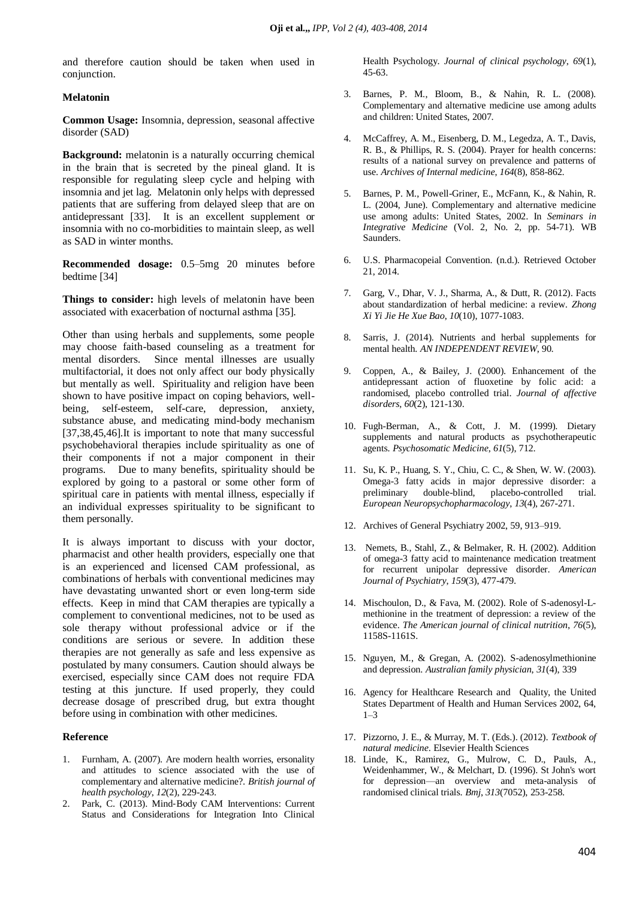and therefore caution should be taken when used in conjunction.

**Melatonin**

**Common Usage:** Insomnia, depression, seasonal affective disorder (SAD)

**Background:** melatonin is a naturally occurring chemical in the brain that is secreted by the pineal gland. It is responsible for regulating sleep cycle and helping with insomnia and jet lag. Melatonin only helps with depressed patients that are suffering from delayed sleep that are on antidepressant [33]. It is an excellent supplement or insomnia with no co-morbidities to maintain sleep, as well as SAD in winter months.

**Recommended dosage:** 0.5–5mg 20 minutes before bedtime [34]

**Things to consider:** high levels of melatonin have been associated with exacerbation of nocturnal asthma [35].

Other than using herbals and supplements, some people may choose faith-based counseling as a treatment for mental disorders. Since mental illnesses are usually multifactorial, it does not only affect our body physically but mentally as well. Spirituality and religion have been shown to have positive impact on coping behaviors, well-being, self-esteem, self-care, depression, anxiety, substance abuse, and medicating mind-body mechanism [37,38,45,46].It is important to note that many successful psychobehavioral therapies include spirituality as one of their components if not a major component in their programs. Due to many benefits, spirituality should be explored by going to a pastoral or some other form of spiritual care in patients with mental illness, especially if an individual expresses spirituality to be significant to them personally.

It is always important to discuss with your doctor, pharmacist and other health providers, especially one that is an experienced and licensed CAM professional, as combinations of herbals with conventional medicines may have devastating unwanted short or even long-term side effects. Keep in mind that CAM therapies are typically a complement to conventional medicines, not to be used as sole therapy without professional advice or if the conditions are serious or severe. In addition these therapies are not generally as safe and less expensive as postulated by many consumers. Caution should always be exercised, especially since CAM does not require FDA testing at this juncture. If used properly, they could decrease dosage of prescribed drug, but extra thought before using in combination with other medicines.

**Reference**

1. Furnham, A. (2007). Are modern health worries, ersonality and attitudes to science associated with the use of complementary and alternative medicine?. *British journal of health psychology*, *12*(2), 229-243.
2. Park, C. (2013). Mind‐Body CAM Interventions: Current Status and Considerations for Integration Into Clinical Health Psychology. *Journal of clinical psychology*, *69*(1), 45-63.
3. Barnes, P. M., Bloom, B., & Nahin, R. L. (2008). Complementary and alternative medicine use among adults and children: United States, 2007.
4. McCaffrey, A. M., Eisenberg, D. M., Legedza, A. T., Davis, R. B., & Phillips, R. S. (2004). Prayer for health concerns: results of a national survey on prevalence and patterns of use. *Archives of Internal medicine*, *164*(8), 858-862.
5. Barnes, P. M., Powell-Griner, E., McFann, K., & Nahin, R. L. (2004, June). Complementary and alternative medicine use among adults: United States, 2002. In *Seminars in Integrative Medicine* (Vol. 2, No. 2, pp. 54-71). WB Saunders.
6. U.S. Pharmacopeial Convention. (n.d.). Retrieved October 21, 2014.
7. Garg, V., Dhar, V. J., Sharma, A., & Dutt, R. (2012). Facts about standardization of herbal medicine: a review. *Zhong Xi Yi Jie He Xue Bao*, *10*(10), 1077-1083.
8. Sarris, J. (2014). Nutrients and herbal supplements for mental health. *AN INDEPENDENT REVIEW*, 90.
9. Coppen, A., & Bailey, J. (2000). Enhancement of the antidepressant action of fluoxetine by folic acid: a randomised, placebo controlled trial. *Journal of affective disorders*, *60*(2), 121-130.
10. Fugh-Berman, A., & Cott, J. M. (1999). Dietary supplements and natural products as psychotherapeutic agents. *Psychosomatic Medicine*, *61*(5), 712.
11. Su, K. P., Huang, S. Y., Chiu, C. C., & Shen, W. W. (2003). Omega-3 fatty acids in major depressive disorder: a preliminary double-blind, placebo-controlled trial. *European Neuropsychopharmacology*, *13*(4), 267-271.
12. Archives of General Psychiatry 2002, 59, 913–919.
13. Nemets, B., Stahl, Z., & Belmaker, R. H. (2002). Addition of omega-3 fatty acid to maintenance medication treatment for recurrent unipolar depressive disorder. *American Journal of Psychiatry*, *159*(3), 477-479.
14. Mischoulon, D., & Fava, M. (2002). Role of S-adenosyl-L-methionine in the treatment of depression: a review of the evidence. *The American journal of clinical nutrition*, *76*(5), 1158S-1161S.
15. Nguyen, M., & Gregan, A. (2002). S-adenosylmethionine and depression. *Australian family physician*, *31*(4), 339
16. Agency for Healthcare Research and Quality, the United States Department of Health and Human Services 2002, 64, 1–3
17. Pizzorno, J. E., & Murray, M. T. (Eds.). (2012). *Textbook of natural medicine*. Elsevier Health Sciences
18. Linde, K., Ramirez, G., Mulrow, C. D., Pauls, A., Weidenhammer, W., & Melchart, D. (1996). St John's wort for depression—an overview and meta-analysis of randomised clinical trials. *Bmj*, *313*(7052), 253-258.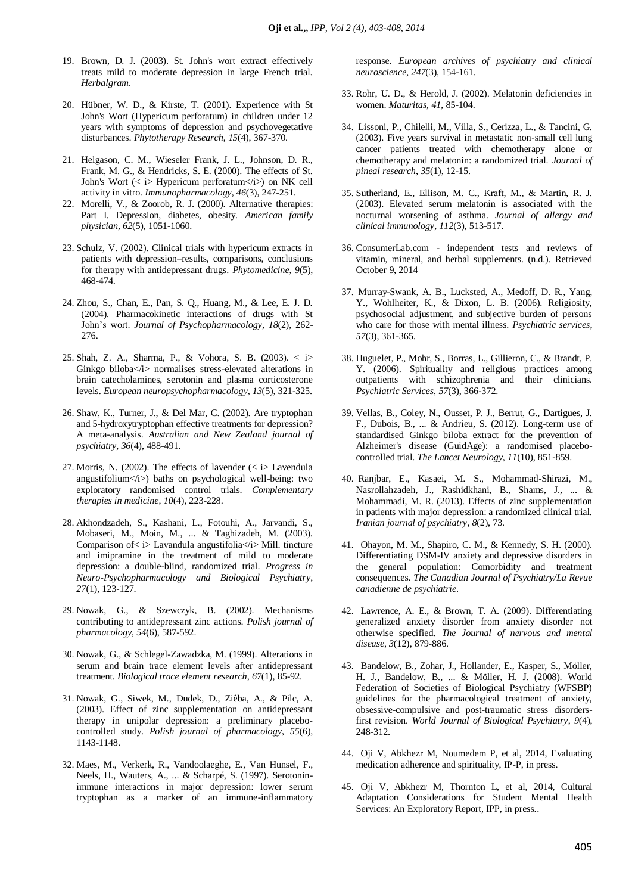19. Brown, D. J. (2003). St. John's wort extract effectively treats mild to moderate depression in large French trial. *Herbalgram*.

20. Hübner, W. D., & Kirste, T. (2001). Experience with St John's Wort (Hypericum perforatum) in children under 12 years with symptoms of depression and psychovegetative disturbances. *Phytotherapy Research*, *15*(4), 367-370.

21. Helgason, C. M., Wieseler Frank, J. L., Johnson, D. R., Frank, M. G., & Hendricks, S. E. (2000). The effects of St. John's Wort (< i> Hypericum perforatum</i>) on NK cell activity in vitro. *Immunopharmacology*, *46*(3), 247-251.

22. Morelli, V., & Zoorob, R. J. (2000). Alternative therapies: Part I. Depression, diabetes, obesity. *American family physician*, *62*(5), 1051-1060.

23. Schulz, V. (2002). Clinical trials with hypericum extracts in patients with depression–results, comparisons, conclusions for therapy with antidepressant drugs. *Phytomedicine*, *9*(5), 468-474.

24. Zhou, S., Chan, E., Pan, S. Q., Huang, M., & Lee, E. J. D. (2004). Pharmacokinetic interactions of drugs with St John's wort. *Journal of Psychopharmacology*, *18*(2), 262-276.

25. Shah, Z. A., Sharma, P., & Vohora, S. B. (2003). < i> Ginkgo biloba</i> normalises stress-elevated alterations in brain catecholamines, serotonin and plasma corticosterone levels. *European neuropsychopharmacology*, *13*(5), 321-325.

26. Shaw, K., Turner, J., & Del Mar, C. (2002). Are tryptophan and 5-hydroxytryptophan effective treatments for depression? A meta-analysis. *Australian and New Zealand journal of psychiatry*, *36*(4), 488-491.

27. Morris, N. (2002). The effects of lavender (< i> Lavendula angustifolium</i>) baths on psychological well-being: two exploratory randomised control trials. *Complementary therapies in medicine*, *10*(4), 223-228.

28. Akhondzadeh, S., Kashani, L., Fotouhi, A., Jarvandi, S., Mobaseri, M., Moin, M., ... & Taghizadeh, M. (2003). Comparison of< i> Lavandula angustifolia</i> Mill. tincture and imipramine in the treatment of mild to moderate depression: a double-blind, randomized trial. *Progress in Neuro-Psychopharmacology and Biological Psychiatry*, *27*(1), 123-127.

29. Nowak, G., & Szewczyk, B. (2002). Mechanisms contributing to antidepressant zinc actions. *Polish journal of pharmacology*, *54*(6), 587-592.

30. Nowak, G., & Schlegel-Zawadzka, M. (1999). Alterations in serum and brain trace element levels after antidepressant treatment. *Biological trace element research*, *67*(1), 85-92.

31. Nowak, G., Siwek, M., Dudek, D., Ziêba, A., & Pilc, A. (2003). Effect of zinc supplementation on antidepressant therapy in unipolar depression: a preliminary placebo-controlled study. *Polish journal of pharmacology*, *55*(6), 1143-1148.

32. Maes, M., Verkerk, R., Vandoolaeghe, E., Van Hunsel, F., Neels, H., Wauters, A., ... & Scharpé, S. (1997). Serotonin-immune interactions in major depression: lower serum tryptophan as a marker of an immune-inflammatory response. *European archives of psychiatry and clinical neuroscience*, *247*(3), 154-161.

33. Rohr, U. D., & Herold, J. (2002). Melatonin deficiencies in women. *Maturitas*, *41*, 85-104.

34. Lissoni, P., Chilelli, M., Villa, S., Cerizza, L., & Tancini, G. (2003). Five years survival in metastatic non-small cell lung cancer patients treated with chemotherapy alone or chemotherapy and melatonin: a randomized trial. *Journal of pineal research*, *35*(1), 12-15.

35. Sutherland, E., Ellison, M. C., Kraft, M., & Martin, R. J. (2003). Elevated serum melatonin is associated with the nocturnal worsening of asthma. *Journal of allergy and clinical immunology*, *112*(3), 513-517.

36. ConsumerLab.com - independent tests and reviews of vitamin, mineral, and herbal supplements. (n.d.). Retrieved October 9, 2014

37. Murray-Swank, A. B., Lucksted, A., Medoff, D. R., Yang, Y., Wohlheiter, K., & Dixon, L. B. (2006). Religiosity, psychosocial adjustment, and subjective burden of persons who care for those with mental illness. *Psychiatric services*, *57*(3), 361-365.

38. Huguelet, P., Mohr, S., Borras, L., Gillieron, C., & Brandt, P. Y. (2006). Spirituality and religious practices among outpatients with schizophrenia and their clinicians. *Psychiatric Services*, *57*(3), 366-372.

39. Vellas, B., Coley, N., Ousset, P. J., Berrut, G., Dartigues, J. F., Dubois, B., ... & Andrieu, S. (2012). Long-term use of standardised Ginkgo biloba extract for the prevention of Alzheimer's disease (GuidAge): a randomised placebo-controlled trial. *The Lancet Neurology*, *11*(10), 851-859.

40. Ranjbar, E., Kasaei, M. S., Mohammad-Shirazi, M., Nasrollahzadeh, J., Rashidkhani, B., Shams, J., ... & Mohammadi, M. R. (2013). Effects of zinc supplementation in patients with major depression: a randomized clinical trial. *Iranian journal of psychiatry*, *8*(2), 73.

41. Ohayon, M. M., Shapiro, C. M., & Kennedy, S. H. (2000). Differentiating DSM-IV anxiety and depressive disorders in the general population: Comorbidity and treatment consequences. *The Canadian Journal of Psychiatry/La Revue canadienne de psychiatrie*.

42. Lawrence, A. E., & Brown, T. A. (2009). Differentiating generalized anxiety disorder from anxiety disorder not otherwise specified. *The Journal of nervous and mental disease*, *3*(12), 879-886.

43. Bandelow, B., Zohar, J., Hollander, E., Kasper, S., Möller, H. J., Bandelow, B., ... & Möller, H. J. (2008). World Federation of Societies of Biological Psychiatry (WFSBP) guidelines for the pharmacological treatment of anxiety, obsessive-compulsive and post-traumatic stress disorders-first revision. *World Journal of Biological Psychiatry*, *9*(4), 248-312.

44. Oji V, Abkhezr M, Noumedem P, et al, 2014, Evaluating medication adherence and spirituality, IP-P, in press.

45. Oji V, Abkhezr M, Thornton L, et al, 2014, Cultural Adaptation Considerations for Student Mental Health Services: An Exploratory Report, IPP, in press..